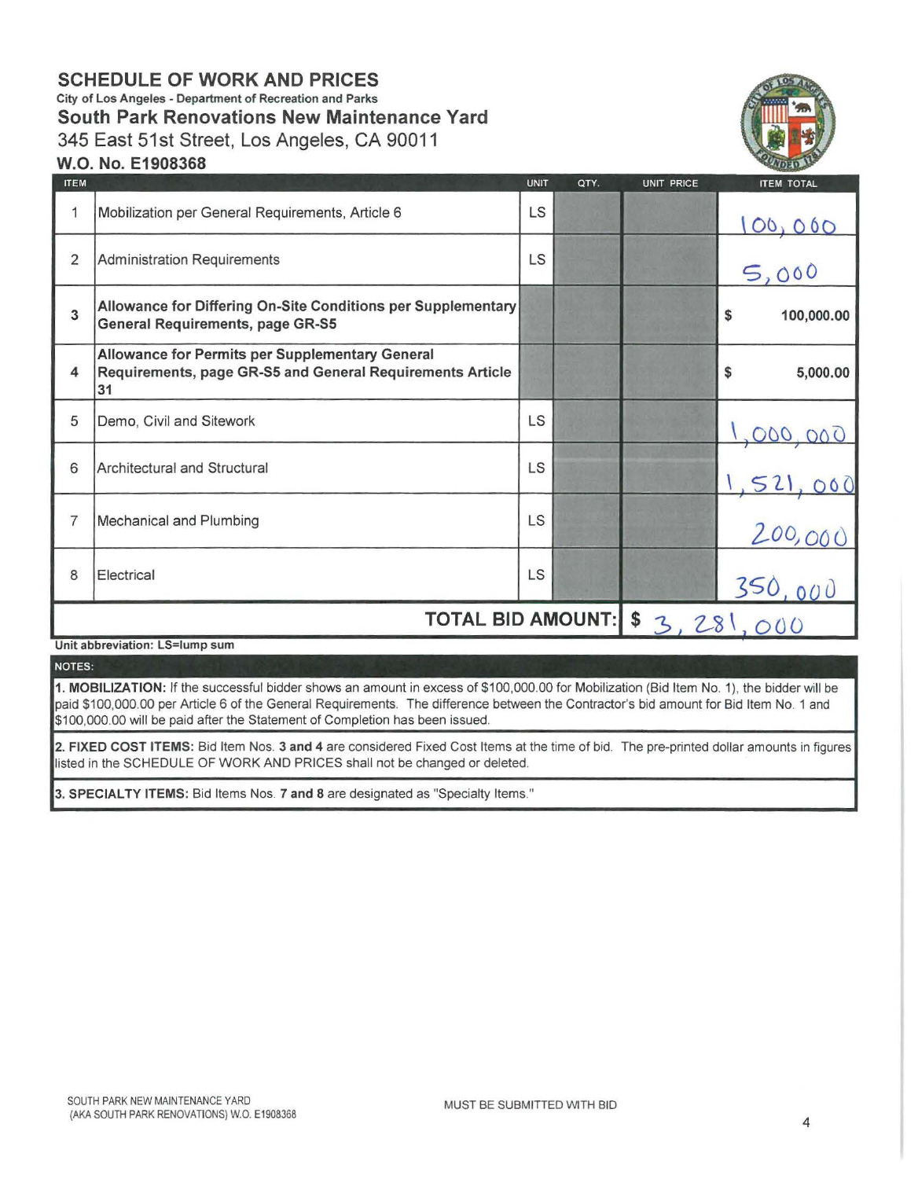## SCHEDULE OF WORK AND PRICES

City of Los Angeles - Department of Recreation and Parks

### South Park Renovations New Maintenance Yard

345 East 51st Street, Los Angeles, CA 90011

**W.O. No. E1908368**

| ITEM | | UNIT | QTY. | UNIT PRICE | ITEM TOTAL |
|---|---|---|---|---|---|
| 1 | Mobilization per General Requirements, Article 6 | LS | | | 100,000 |
| 2 | Administration Requirements | LS | | | 5,000 |
| 3 | **Allowance for Differing On-Site Conditions per Supplementary General Requirements, page GR-S5** | | | | $ 100,000.00 |
| 4 | **Allowance for Permits per Supplementary General Requirements, page GR-S5 and General Requirements Article 31** | | | | $ 5,000.00 |
| 5 | Demo, Civil and Sitework | LS | | | 1,000,000 |
| 6 | Architectural and Structural | LS | | | 1,521,000 |
| 7 | Mechanical and Plumbing | LS | | | 200,000 |
| 8 | Electrical | LS | | | 350,000 |
| | **TOTAL BID AMOUNT:** | | | | $ 3,281,000 |

**Unit abbreviation: LS=lump sum**

**NOTES:**

**1. MOBILIZATION:** If the successful bidder shows an amount in excess of $100,000.00 for Mobilization (Bid Item No. 1), the bidder will be paid $100,000.00 per Article 6 of the General Requirements. The difference between the Contractor's bid amount for Bid Item No. 1 and $100,000.00 will be paid after the Statement of Completion has been issued.

**2. FIXED COST ITEMS:** Bid Item Nos. **3 and 4** are considered Fixed Cost Items at the time of bid. The pre-printed dollar amounts in figures listed in the SCHEDULE OF WORK AND PRICES shall not be changed or deleted.

**3. SPECIALTY ITEMS:** Bid Items Nos. **7 and 8** are designated as "Specialty Items."

SOUTH PARK NEW MAINTENANCE YARD (AKA SOUTH PARK RENOVATIONS) W.O. E1908368

MUST BE SUBMITTED WITH BID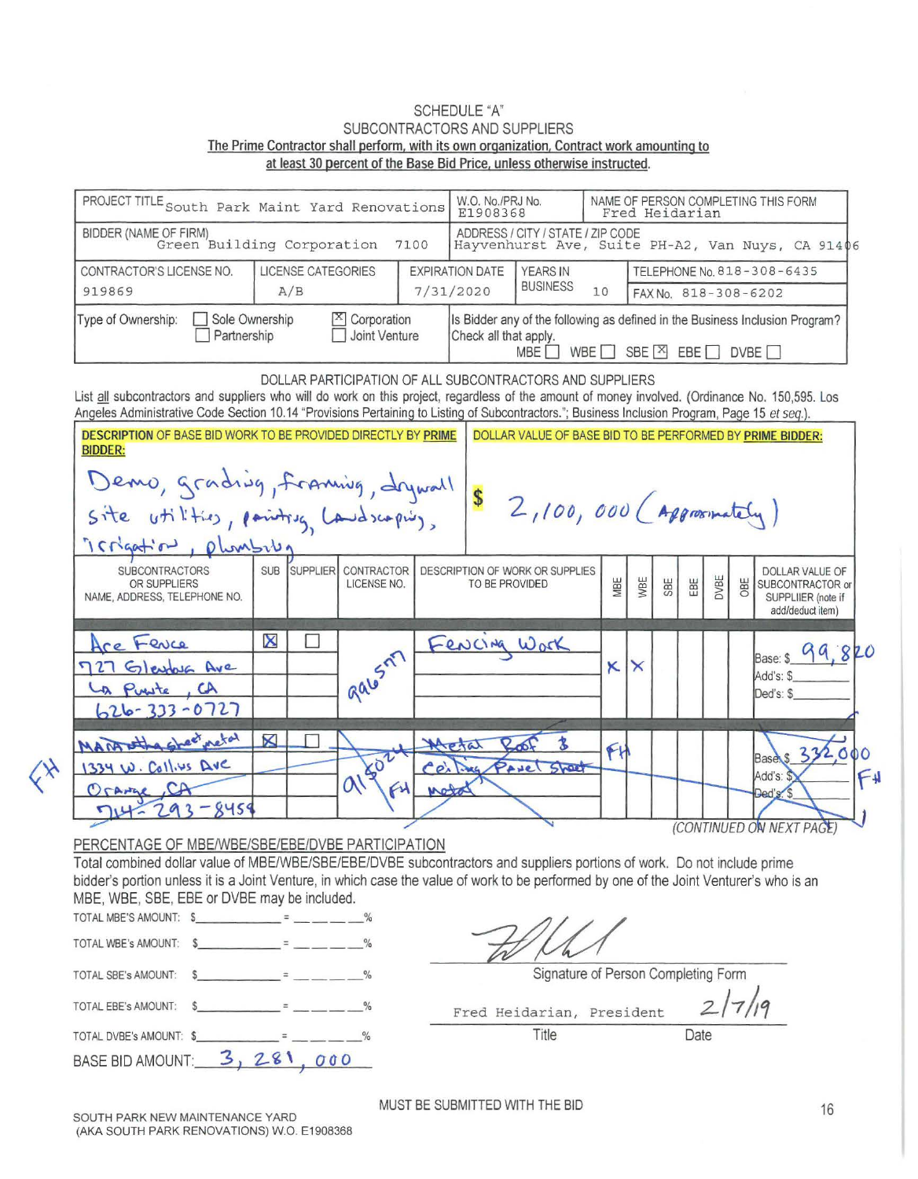# SCHEDULE "A"

## SUBCONTRACTORS AND SUPPLIERS

**The Prime Contractor shall perform, with its own organization, Contract work amounting to at least 30 percent of the Base Bid Price, unless otherwise instructed.**

| PROJECT TITLE South Park Maint Yard Renovations | | W.O. No./PRJ No. E1908368 | NAME OF PERSON COMPLETING THIS FORM Fred Heidarian |
|---|---|---|---|
| BIDDER (NAME OF FIRM) Green Building Corporation | | ADDRESS / CITY / STATE / ZIP CODE 7100 Hayvenhurst Ave, Suite PH-A2, Van Nuys, CA 91406 | |

| CONTRACTOR'S LICENSE NO. | LICENSE CATEGORIES | EXPIRATION DATE | YEARS IN BUSINESS | TELEPHONE No. / FAX No. |
|---|---|---|---|---|
| 919869 | A/B | 7/31/2020 | 10 | TELEPHONE No. 818-308-6435<br>FAX No. 818-308-6202 |

Type of Ownership: ☐ Sole Ownership ☒ Corporation ☐ Partnership ☐ Joint Venture

Is Bidder any of the following as defined in the Business Inclusion Program? Check all that apply.
MBE ☐ WBE ☐ SBE ☒ EBE ☐ DVBE ☐

### DOLLAR PARTICIPATION OF ALL SUBCONTRACTORS AND SUPPLIERS

List all subcontractors and suppliers who will do work on this project, regardless of the amount of money involved. (Ordinance No. 150,595. Los Angeles Administrative Code Section 10.14 "Provisions Pertaining to Listing of Subcontractors."; Business Inclusion Program, Page 15 *et seq.*).

| **DESCRIPTION OF BASE BID WORK TO BE PROVIDED DIRECTLY BY PRIME BIDDER:** | **DOLLAR VALUE OF BASE BID TO BE PERFORMED BY PRIME BIDDER:** |
|---|---|
| Demo, grading, framing, drywall site utilities, painting, Landscaping, irrigation, plumbing | $ 2,100,000 (Approximately) |

| SUBCONTRACTORS OR SUPPLIERS NAME, ADDRESS, TELEPHONE NO. | SUB | SUPPLIER | CONTRACTOR LICENSE NO. | DESCRIPTION OF WORK OR SUPPLIES TO BE PROVIDED | MBE | WBE | SBE | EBE | DVBE | OBE | DOLLAR VALUE OF SUBCONTRACTOR or SUPPLIER (note if add/deduct item) |
|---|---|---|---|---|---|---|---|---|---|---|---|
| Ace Fence<br>727 Glendora Ave<br>La Puente, CA<br>626-333-0727 | ☒ | ☐ | 916577 | Fencing Work | X | X | | | | | Base: $ 99,820<br>Add's: $<br>Ded's: $ |
| ~~Manhattan sheet metal<br>1334 W. Collins Ave<br>Orange, CA<br>714-293-8454~~ | ☒ | ☐ | ~~915024~~ FH | ~~Metal Roof & Ceiling Panel sheet metal~~ | FH | | | | | | ~~Base: $ 332,000~~<br>Add's: $<br>Ded's: $ FH |

FH

(CONTINUED ON NEXT PAGE)

### PERCENTAGE OF MBE/WBE/SBE/EBE/DVBE PARTICIPATION

Total combined dollar value of MBE/WBE/SBE/EBE/DVBE subcontractors and suppliers portions of work. Do not include prime bidder's portion unless it is a Joint Venture, in which case the value of work to be performed by one of the Joint Venturer's who is an MBE, WBE, SBE, EBE or DVBE may be included.

TOTAL MBE'S AMOUNT: $\_\_\_\_\_\_\_ = \_\_\_\_%

TOTAL WBE's AMOUNT: $\_\_\_\_\_\_\_ = \_\_\_\_%

TOTAL SBE's AMOUNT: $\_\_\_\_\_\_\_ = \_\_\_\_%

TOTAL EBE's AMOUNT: $\_\_\_\_\_\_\_ = \_\_\_\_%

TOTAL DVBE's AMOUNT: $\_\_\_\_\_\_\_ = \_\_\_\_%

BASE BID AMOUNT: 3,281,000

[Signature]
Signature of Person Completing Form

Fred Heidarian, President — 2/7/19
Title — Date

MUST BE SUBMITTED WITH THE BID

SOUTH PARK NEW MAINTENANCE YARD
(AKA SOUTH PARK RENOVATIONS) W.O. E1908368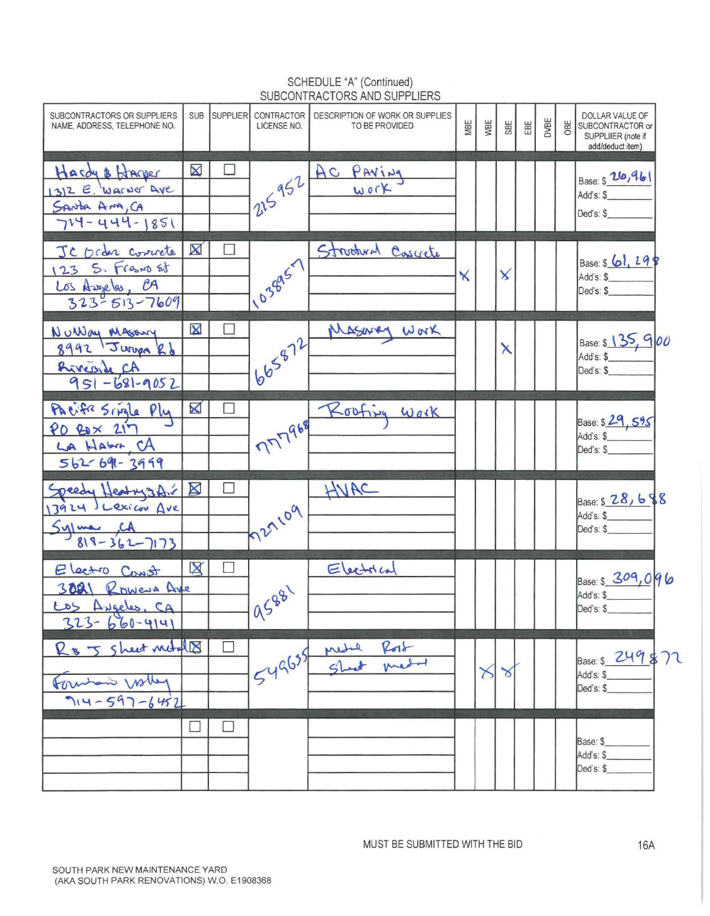## SCHEDULE "A" (Continued)
## SUBCONTRACTORS AND SUPPLIERS

| SUBCONTRACTORS OR SUPPLIERS NAME, ADDRESS, TELEPHONE NO. | SUB | SUPPLIER | CONTRACTOR LICENSE NO. | DESCRIPTION OF WORK OR SUPPLIES TO BE PROVIDED | MBE | WBE | SBE | EBE | DVBE | OBE | DOLLAR VALUE OF SUBCONTRACTOR or SUPPLIER (note if add/deduct item) |
|---|---|---|---|---|---|---|---|---|---|---|---|
| Hardy & Harper<br>1312 E. Warner Ave<br>Santa Ana, CA<br>714-444-1851 | ☒ | ☐ | 215952 | AC Paving work | | | | | | | Base: $ 26,961<br>Add's: $<br>Ded's: $ |
| JC Ordaz Concrete<br>123 S. Fresno St<br>Los Angeles, CA<br>323-513-7609 | ☒ | ☐ | 1038957 | Structural Concrete | X | | X | | | | Base: $ 61,298<br>Add's: $<br>Ded's: $ |
| NuWay Masonry<br>8992 Jurupa Rd<br>Riverside CA<br>951-681-9052 | ☒ | ☐ | 665872 | Masonry Work | | | X | | | | Base: $ 135,900<br>Add's: $<br>Ded's: $ |
| Pacific Single Ply<br>PO Box 217<br>La Habra, CA<br>562-691-3999 | ☒ | ☐ | 777968 | Roofing Work | | | | | | | Base: $ 29,595<br>Add's: $<br>Ded's: $ |
| Speedy Heating & Air<br>13924 Lexicon Ave<br>Sylmar, CA<br>818-362-7173 | ☒ | ☐ | 729109 | HVAC | | | | | | | Base: $ 28,688<br>Add's: $<br>Ded's: $ |
| Electro Const<br>3021 Rowena Ave<br>Los Angeles, CA<br>323-660-4141 | ☒ | ☐ | 95881 | Electrical | | | | | | | Base: $ 309,096<br>Add's: $<br>Ded's: $ |
| R & J Sheet metal<br><br>Fountain Valley<br>714-597-6452 | ☒ | ☐ | 549635 | metal Roof<br>Sheet metal | | X | X | | | | Base: $ 249872<br>Add's: $<br>Ded's: $ |
| | ☐ | ☐ | | | | | | | | | Base: $<br>Add's: $<br>Ded's: $ |

MUST BE SUBMITTED WITH THE BID

SOUTH PARK NEW MAINTENANCE YARD
(AKA SOUTH PARK RENOVATIONS) W.O. E1908368